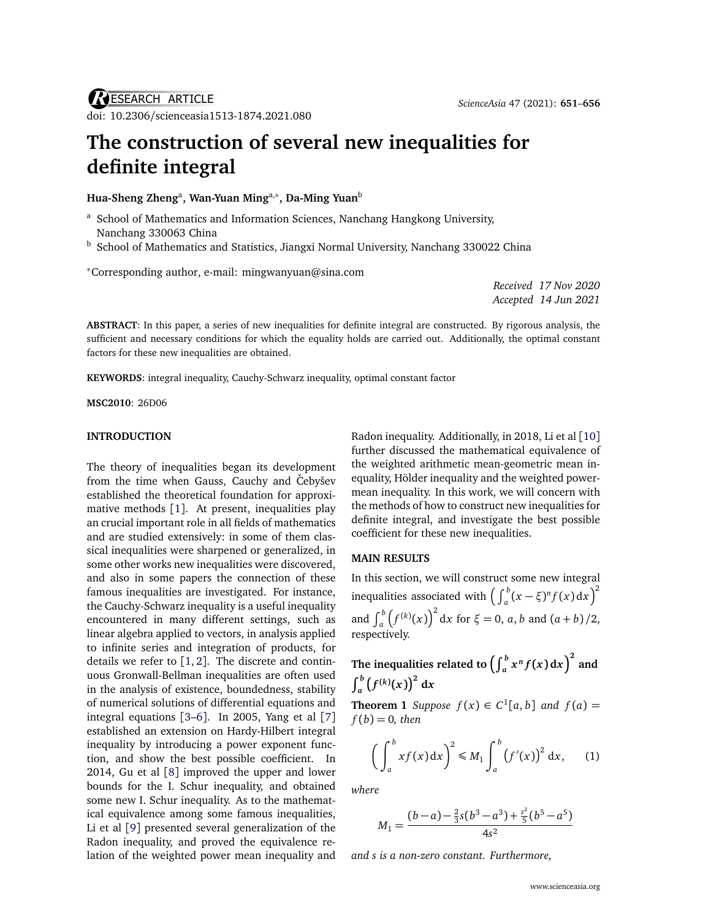RESEARCH ARTICLE

doi: 10.2306/scienceasia1513-1874.2021.080

# The construction of several new inequalities for definite integral

**Hua-Sheng Zheng**[a], **Wan-Yuan Ming**[a,*], **Da-Ming Yuan**[b]

[a] School of Mathematics and Information Sciences, Nanchang Hangkong University, Nanchang 330063 China

[b] School of Mathematics and Statistics, Jiangxi Normal University, Nanchang 330022 China

*Corresponding author, e-mail: mingwanyuan@sina.com

*Received 17 Nov 2020*
*Accepted 14 Jun 2021*

**ABSTRACT**: In this paper, a series of new inequalities for definite integral are constructed. By rigorous analysis, the sufficient and necessary conditions for which the equality holds are carried out. Additionally, the optimal constant factors for these new inequalities are obtained.

**KEYWORDS**: integral inequality, Cauchy-Schwarz inequality, optimal constant factor

**MSC2010**: 26D06

## INTRODUCTION

The theory of inequalities began its development from the time when Gauss, Cauchy and Čebyšev established the theoretical foundation for approximative methods [1]. At present, inequalities play an crucial important role in all fields of mathematics and are studied extensively: in some of them classical inequalities were sharpened or generalized, in some other works new inequalities were discovered, and also in some papers the connection of these famous inequalities are investigated. For instance, the Cauchy-Schwarz inequality is a useful inequality encountered in many different settings, such as linear algebra applied to vectors, in analysis applied to infinite series and integration of products, for details we refer to [1, 2]. The discrete and continuous Gronwall-Bellman inequalities are often used in the analysis of existence, boundedness, stability of numerical solutions of differential equations and integral equations [3–6]. In 2005, Yang et al [7] established an extension on Hardy-Hilbert integral inequality by introducing a power exponent function, and show the best possible coefficient. In 2014, Gu et al [8] improved the upper and lower bounds for the I. Schur inequality, and obtained some new I. Schur inequality. As to the mathematical equivalence among some famous inequalities, Li et al [9] presented several generalization of the Radon inequality, and proved the equivalence relation of the weighted power mean inequality and Radon inequality. Additionally, in 2018, Li et al [10] further discussed the mathematical equivalence of the weighted arithmetic mean-geometric mean inequality, Hölder inequality and the weighted power-mean inequality. In this work, we will concern with the methods of how to construct new inequalities for definite integral, and investigate the best possible coefficient for these new inequalities.

## MAIN RESULTS

In this section, we will construct some new integral inequalities associated with $\left(\int_a^b (x-\xi)^n f(x)\,\mathrm{d}x\right)^2$ and $\int_a^b \left(f^{(k)}(x)\right)^2 \mathrm{d}x$ for $\xi = 0$, $a$, $b$ and $(a+b)/2$, respectively.

### The inequalities related to $\left(\int_a^b x^n f(x)\,\mathrm{d}x\right)^2$ and $\int_a^b \left(f^{(k)}(x)\right)^2 \mathrm{d}x$

**Theorem 1** *Suppose $f(x) \in C^1[a,b]$ and $f(a) = f(b) = 0$, then*

$$\left(\int_a^b x f(x)\,\mathrm{d}x\right)^2 \leqslant M_1 \int_a^b \left(f'(x)\right)^2 \mathrm{d}x, \tag{1}$$

*where*

$$M_1 = \frac{(b-a) - \frac{2}{3}s(b^3-a^3) + \frac{s^2}{5}(b^5-a^5)}{4s^2}$$

*and $s$ is a non-zero constant. Furthermore,*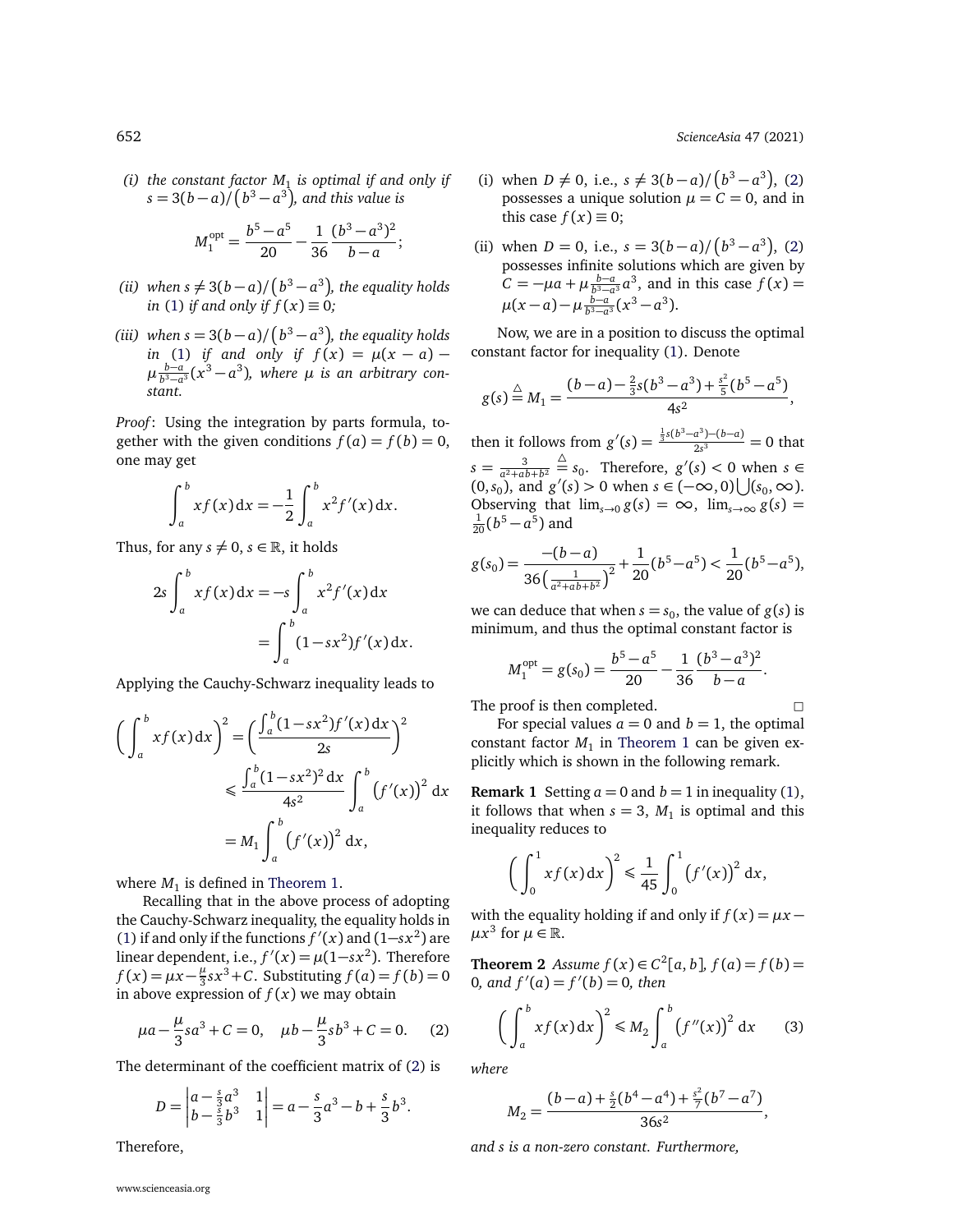*(i) the constant factor $M_1$ is optimal if and only if $s = 3(b-a)/\left(b^3 - a^3\right)$, and this value is*

$$M_1^{\rm opt} = \frac{b^5 - a^5}{20} - \frac{1}{36}\frac{(b^3-a^3)^2}{b-a};$$

*(ii) when $s \neq 3(b-a)/\left(b^3-a^3\right)$, the equality holds in (1) if and only if $f(x) \equiv 0$;*

*(iii) when $s = 3(b-a)/\left(b^3-a^3\right)$, the equality holds in (1) if and only if $f(x) = \mu(x-a) - \mu\frac{b-a}{b^3-a^3}(x^3-a^3)$, where $\mu$ is an arbitrary constant.*

*Proof*: Using the integration by parts formula, together with the given conditions $f(a) = f(b) = 0$, one may get

$$\int_a^b x f(x)\,\mathrm{d}x = -\frac{1}{2}\int_a^b x^2 f'(x)\,\mathrm{d}x.$$

Thus, for any $s \neq 0$, $s \in \mathbb{R}$, it holds

$$\begin{aligned} 2s\int_a^b x f(x)\,\mathrm{d}x &= -s\int_a^b x^2 f'(x)\,\mathrm{d}x \\ &= \int_a^b (1 - sx^2) f'(x)\,\mathrm{d}x. \end{aligned}$$

Applying the Cauchy-Schwarz inequality leads to

$$\begin{aligned} \left(\int_a^b x f(x)\,\mathrm{d}x\right)^2 &= \left(\frac{\int_a^b (1-sx^2)f'(x)\,\mathrm{d}x}{2s}\right)^2 \\ &\leqslant \frac{\int_a^b (1-sx^2)^2\,\mathrm{d}x}{4s^2}\int_a^b \left(f'(x)\right)^2\,\mathrm{d}x \\ &= M_1\int_a^b \left(f'(x)\right)^2\,\mathrm{d}x, \end{aligned}$$

where $M_1$ is defined in Theorem 1.

Recalling that in the above process of adopting the Cauchy-Schwarz inequality, the equality holds in (1) if and only if the functions $f'(x)$ and $(1-sx^2)$ are linear dependent, i.e., $f'(x) = \mu(1-sx^2)$. Therefore $f(x) = \mu x - \frac{\mu}{3}sx^3 + C$. Substituting $f(a) = f(b) = 0$ in above expression of $f(x)$ we may obtain

$$\mu a - \frac{\mu}{3}sa^3 + C = 0, \quad \mu b - \frac{\mu}{3}sb^3 + C = 0. \qquad (2)$$

The determinant of the coefficient matrix of (2) is

$$D = \begin{vmatrix} a - \frac{s}{3}a^3 & 1 \\ b - \frac{s}{3}b^3 & 1 \end{vmatrix} = a - \frac{s}{3}a^3 - b + \frac{s}{3}b^3.$$

Therefore,

(i) when $D \neq 0$, i.e., $s \neq 3(b-a)/\left(b^3-a^3\right)$, (2) possesses a unique solution $\mu = C = 0$, and in this case $f(x) \equiv 0$;

(ii) when $D = 0$, i.e., $s = 3(b-a)/\left(b^3-a^3\right)$, (2) possesses infinite solutions which are given by $C = -\mu a + \mu\frac{b-a}{b^3-a^3}a^3$, and in this case $f(x) = \mu(x-a) - \mu\frac{b-a}{b^3-a^3}(x^3-a^3)$.

Now, we are in a position to discuss the optimal constant factor for inequality (1). Denote

$$g(s) \overset{\triangle}{=} M_1 = \frac{(b-a) - \frac{2}{3}s(b^3-a^3) + \frac{s^2}{5}(b^5-a^5)}{4s^2},$$

then it follows from $g'(s) = \frac{\frac{1}{3}s(b^3-a^3)-(b-a)}{2s^3} = 0$ that $s = \frac{3}{a^2+ab+b^2} \overset{\triangle}{=} s_0$. Therefore, $g'(s) < 0$ when $s \in (0, s_0)$, and $g'(s) > 0$ when $s \in (-\infty, 0)\bigcup(s_0, \infty)$. Observing that $\lim_{s\to 0} g(s) = \infty$, $\lim_{s\to\infty} g(s) = \frac{1}{20}(b^5-a^5)$ and

$$g(s_0) = \frac{-(b-a)}{36\left(\frac{1}{a^2+ab+b^2}\right)^2} + \frac{1}{20}(b^5-a^5) < \frac{1}{20}(b^5-a^5),$$

we can deduce that when $s = s_0$, the value of $g(s)$ is minimum, and thus the optimal constant factor is

$$M_1^{\rm opt} = g(s_0) = \frac{b^5-a^5}{20} - \frac{1}{36}\frac{(b^3-a^3)^2}{b-a}.$$

The proof is then completed. □

For special values $a = 0$ and $b = 1$, the optimal constant factor $M_1$ in Theorem 1 can be given explicitly which is shown in the following remark.

**Remark 1** Setting $a = 0$ and $b = 1$ in inequality (1), it follows that when $s = 3$, $M_1$ is optimal and this inequality reduces to

$$\left(\int_0^1 x f(x)\,\mathrm{d}x\right)^2 \leqslant \frac{1}{45}\int_0^1 \left(f'(x)\right)^2\,\mathrm{d}x,$$

with the equality holding if and only if $f(x) = \mu x - \mu x^3$ for $\mu \in \mathbb{R}$.

**Theorem 2** *Assume $f(x) \in C^2[a,b]$, $f(a) = f(b) = 0$, and $f'(a) = f'(b) = 0$, then*

$$\left(\int_a^b x f(x)\,\mathrm{d}x\right)^2 \leqslant M_2\int_a^b \left(f''(x)\right)^2\,\mathrm{d}x \qquad (3)$$

*where*

$$M_2 = \frac{(b-a) + \frac{s}{2}(b^4-a^4) + \frac{s^2}{7}(b^7-a^7)}{36s^2},$$

*and s is a non-zero constant. Furthermore,*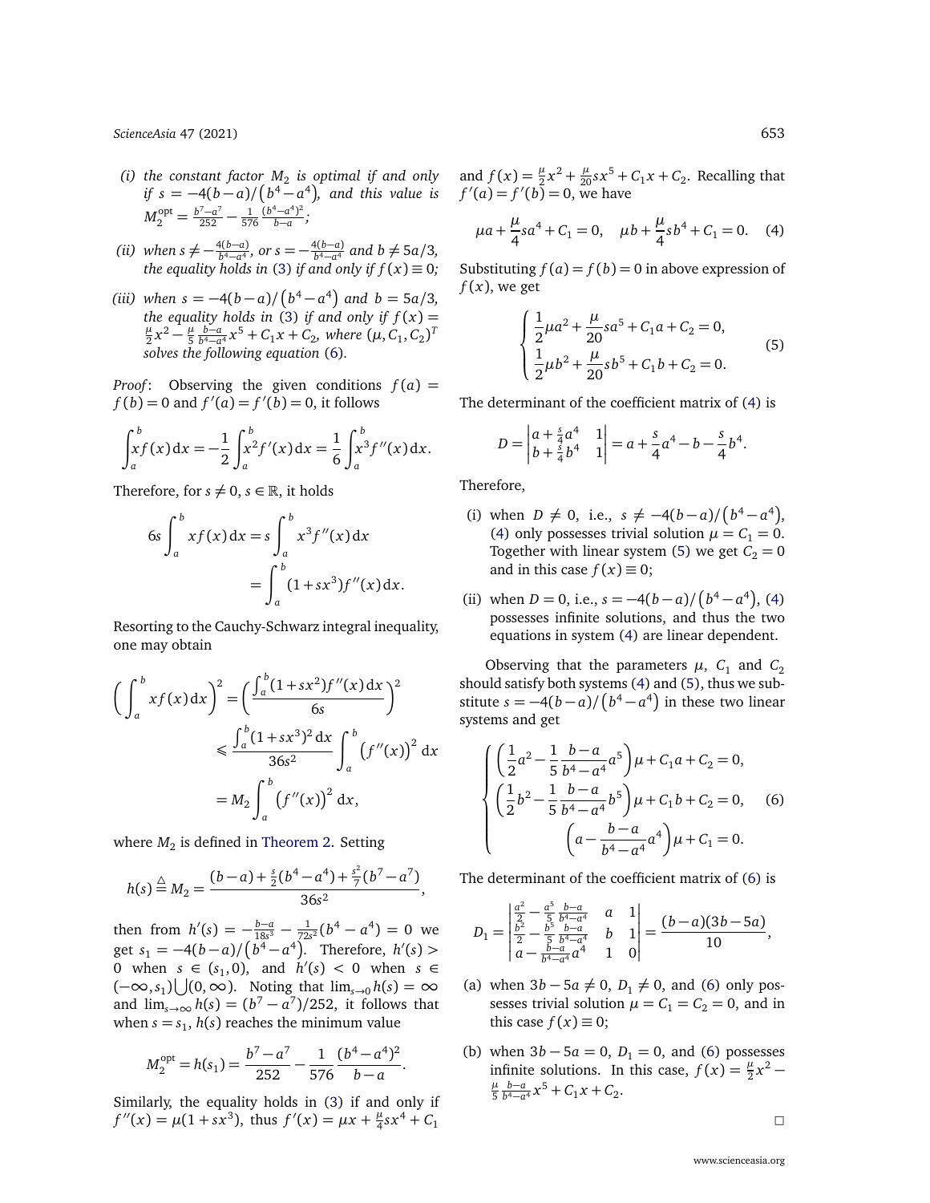(i) *the constant factor $M_2$ is optimal if and only if $s=-4(b-a)/\left(b^4-a^4\right)$, and this value is $M_2^{\text{opt}}=\frac{b^7-a^7}{252}-\frac{1}{576}\frac{(b^4-a^4)^2}{b-a}$;*

(ii) *when $s\neq -\frac{4(b-a)}{b^4-a^4}$, or $s=-\frac{4(b-a)}{b^4-a^4}$ and $b\neq 5a/3$, the equality holds in (3) if and only if $f(x)\equiv 0$;*

(iii) *when $s=-4(b-a)/\left(b^4-a^4\right)$ and $b=5a/3$, the equality holds in (3) if and only if $f(x)=\frac{\mu}{2}x^2-\frac{\mu}{5}\frac{b-a}{b^4-a^4}x^5+C_1x+C_2$, where $(\mu,C_1,C_2)^T$ solves the following equation (6).*

*Proof*: Observing the given conditions $f(a)=f(b)=0$ and $f'(a)=f'(b)=0$, it follows

$$\int_a^b xf(x)\,\mathrm{d}x=-\frac{1}{2}\int_a^b x^2f'(x)\,\mathrm{d}x=\frac{1}{6}\int_a^b x^3f''(x)\,\mathrm{d}x.$$

Therefore, for $s\neq 0$, $s\in\mathbb{R}$, it holds

$$6s\int_a^b xf(x)\,\mathrm{d}x=s\int_a^b x^3f''(x)\,\mathrm{d}x=\int_a^b(1+sx^3)f''(x)\,\mathrm{d}x.$$

Resorting to the Cauchy-Schwarz integral inequality, one may obtain

$$\begin{aligned}\left(\int_a^b xf(x)\,\mathrm{d}x\right)^2&=\left(\frac{\int_a^b(1+sx^2)f''(x)\,\mathrm{d}x}{6s}\right)^2\\&\leqslant\frac{\int_a^b(1+sx^3)^2\,\mathrm{d}x}{36s^2}\int_a^b\left(f''(x)\right)^2\,\mathrm{d}x\\&=M_2\int_a^b\left(f''(x)\right)^2\,\mathrm{d}x,\end{aligned}$$

where $M_2$ is defined in Theorem 2. Setting

$$h(s)\overset{\triangle}{=}M_2=\frac{(b-a)+\frac{s}{2}(b^4-a^4)+\frac{s^2}{7}(b^7-a^7)}{36s^2},$$

then from $h'(s)=-\frac{b-a}{18s^3}-\frac{1}{72s^2}(b^4-a^4)=0$ we get $s_1=-4(b-a)/\left(b^4-a^4\right)$. Therefore, $h'(s)>0$ when $s\in(s_1,0)$, and $h'(s)<0$ when $s\in(-\infty,s_1)\bigcup(0,\infty)$. Noting that $\lim_{s\to0}h(s)=\infty$ and $\lim_{s\to\infty}h(s)=(b^7-a^7)/252$, it follows that when $s=s_1$, $h(s)$ reaches the minimum value

$$M_2^{\text{opt}}=h(s_1)=\frac{b^7-a^7}{252}-\frac{1}{576}\frac{(b^4-a^4)^2}{b-a}.$$

Similarly, the equality holds in (3) if and only if $f''(x)=\mu(1+sx^3)$, thus $f'(x)=\mu x+\frac{\mu}{4}sx^4+C_1$ and $f(x)=\frac{\mu}{2}x^2+\frac{\mu}{20}sx^5+C_1x+C_2$. Recalling that $f'(a)=f'(b)=0$, we have

$$\mu a+\frac{\mu}{4}sa^4+C_1=0,\quad \mu b+\frac{\mu}{4}sb^4+C_1=0. \tag{4}$$

Substituting $f(a)=f(b)=0$ in above expression of $f(x)$, we get

$$\begin{cases}\frac{1}{2}\mu a^2+\frac{\mu}{20}sa^5+C_1a+C_2=0,\\ \frac{1}{2}\mu b^2+\frac{\mu}{20}sb^5+C_1b+C_2=0.\end{cases} \tag{5}$$

The determinant of the coefficient matrix of (4) is

$$D=\begin{vmatrix}a+\frac{s}{4}a^4 & 1\\ b+\frac{s}{4}b^4 & 1\end{vmatrix}=a+\frac{s}{4}a^4-b-\frac{s}{4}b^4.$$

Therefore,

(i) when $D\neq 0$, i.e., $s\neq -4(b-a)/\left(b^4-a^4\right)$, (4) only possesses trivial solution $\mu=C_1=0$. Together with linear system (5) we get $C_2=0$ and in this case $f(x)\equiv 0$;

(ii) when $D=0$, i.e., $s=-4(b-a)/\left(b^4-a^4\right)$, (4) possesses infinite solutions, and thus the two equations in system (4) are linear dependent.

Observing that the parameters $\mu$, $C_1$ and $C_2$ should satisfy both systems (4) and (5), thus we substitute $s=-4(b-a)/\left(b^4-a^4\right)$ in these two linear systems and get

$$\begin{cases}\left(\frac{1}{2}a^2-\frac{1}{5}\frac{b-a}{b^4-a^4}a^5\right)\mu+C_1a+C_2=0,\\ \left(\frac{1}{2}b^2-\frac{1}{5}\frac{b-a}{b^4-a^4}b^5\right)\mu+C_1b+C_2=0,\\ \left(a-\frac{b-a}{b^4-a^4}a^4\right)\mu+C_1=0.\end{cases} \tag{6}$$

The determinant of the coefficient matrix of (6) is

$$D_1=\begin{vmatrix}\frac{a^2}{2}-\frac{a^5}{5}\frac{b-a}{b^4-a^4} & a & 1\\ \frac{b^2}{2}-\frac{b^5}{5}\frac{b-a}{b^4-a^4} & b & 1\\ a-\frac{b-a}{b^4-a^4}a^4 & 1 & 0\end{vmatrix}=\frac{(b-a)(3b-5a)}{10},$$

(a) when $3b-5a\neq 0$, $D_1\neq 0$, and (6) only possesses trivial solution $\mu=C_1=C_2=0$, and in this case $f(x)\equiv 0$;

(b) when $3b-5a=0$, $D_1=0$, and (6) possesses infinite solutions. In this case, $f(x)=\frac{\mu}{2}x^2-\frac{\mu}{5}\frac{b-a}{b^4-a^4}x^5+C_1x+C_2$.

□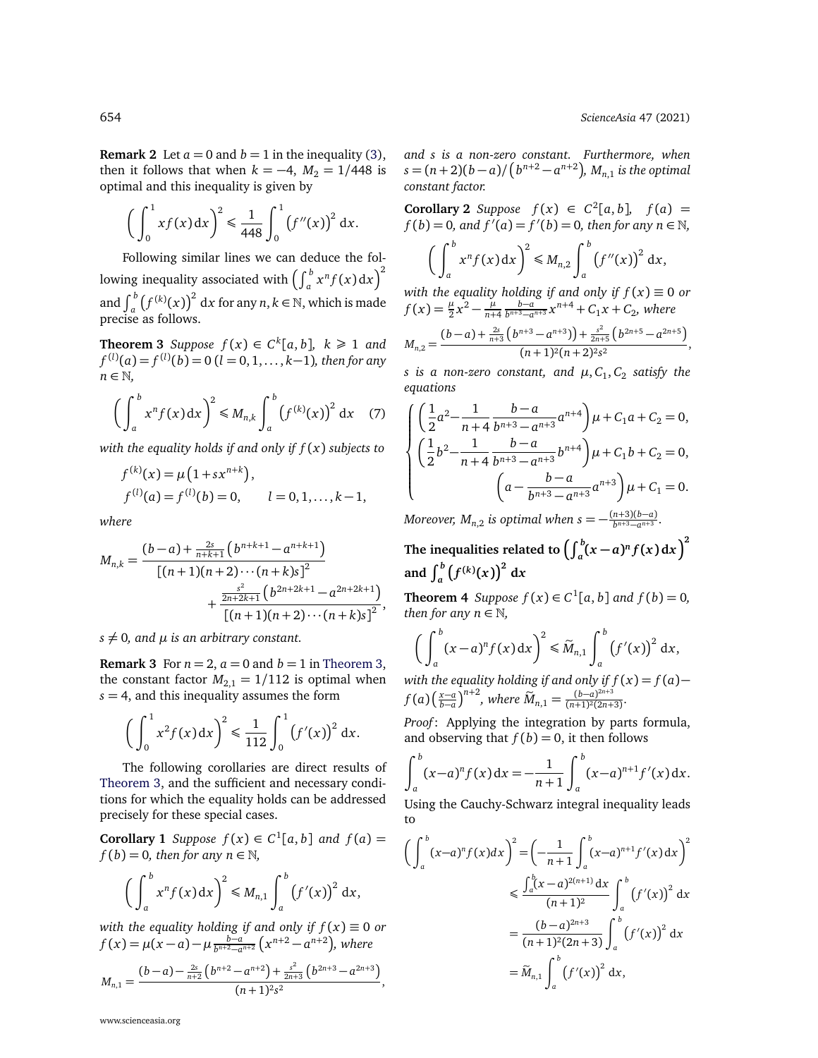**Remark 2** Let $a=0$ and $b=1$ in the inequality (3), then it follows that when $k=-4$, $M_2=1/448$ is optimal and this inequality is given by

$$\left(\int_0^1 x f(x)\,\mathrm{d}x\right)^2 \leqslant \frac{1}{448}\int_0^1 \left(f''(x)\right)^2\,\mathrm{d}x.$$

Following similar lines we can deduce the following inequality associated with $\left(\int_a^b x^n f(x)\,\mathrm{d}x\right)^2$ and $\int_a^b \left(f^{(k)}(x)\right)^2\,\mathrm{d}x$ for any $n,k\in\mathbb{N}$, which is made precise as follows.

**Theorem 3** *Suppose $f(x)\in C^k[a,b]$, $k\geqslant 1$ and $f^{(l)}(a)=f^{(l)}(b)=0$ $(l=0,1,\ldots,k-1)$, then for any $n\in\mathbb{N}$,*

$$\left(\int_a^b x^n f(x)\,\mathrm{d}x\right)^2 \leqslant M_{n,k}\int_a^b \left(f^{(k)}(x)\right)^2\,\mathrm{d}x \quad (7)$$

*with the equality holds if and only if $f(x)$ subjects to*

$$f^{(k)}(x)=\mu\left(1+sx^{n+k}\right),$$
$$f^{(l)}(a)=f^{(l)}(b)=0, \qquad l=0,1,\ldots,k-1,$$

*where*

$$M_{n,k}=\frac{(b-a)+\frac{2s}{n+k+1}\left(b^{n+k+1}-a^{n+k+1}\right)}{\left[(n+1)(n+2)\cdots(n+k)s\right]^2}+\frac{\frac{s^2}{2n+2k+1}\left(b^{2n+2k+1}-a^{2n+2k+1}\right)}{\left[(n+1)(n+2)\cdots(n+k)s\right]^2},$$

*$s\neq 0$, and $\mu$ is an arbitrary constant.*

**Remark 3** For $n=2$, $a=0$ and $b=1$ in Theorem 3, the constant factor $M_{2,1}=1/112$ is optimal when $s=4$, and this inequality assumes the form

$$\left(\int_0^1 x^2 f(x)\,\mathrm{d}x\right)^2 \leqslant \frac{1}{112}\int_0^1 \left(f'(x)\right)^2\,\mathrm{d}x.$$

The following corollaries are direct results of Theorem 3, and the sufficient and necessary conditions for which the equality holds can be addressed precisely for these special cases.

**Corollary 1** *Suppose $f(x)\in C^1[a,b]$ and $f(a)=f(b)=0$, then for any $n\in\mathbb{N}$,*

$$\left(\int_a^b x^n f(x)\,\mathrm{d}x\right)^2 \leqslant M_{n,1}\int_a^b \left(f'(x)\right)^2\,\mathrm{d}x,$$

*with the equality holding if and only if $f(x)\equiv 0$ or $f(x)=\mu(x-a)-\mu\frac{b-a}{b^{n+2}-a^{n+2}}\left(x^{n+2}-a^{n+2}\right)$, where*

$$M_{n,1}=\frac{(b-a)-\frac{2s}{n+2}\left(b^{n+2}-a^{n+2}\right)+\frac{s^2}{2n+3}\left(b^{2n+3}-a^{2n+3}\right)}{(n+1)^2s^2},$$

*and $s$ is a non-zero constant. Furthermore, when $s=(n+2)(b-a)/\left(b^{n+2}-a^{n+2}\right)$, $M_{n,1}$ is the optimal constant factor.*

**Corollary 2** *Suppose $f(x)\in C^2[a,b]$, $f(a)=f(b)=0$, and $f'(a)=f'(b)=0$, then for any $n\in\mathbb{N}$,*

$$\left(\int_a^b x^n f(x)\,\mathrm{d}x\right)^2 \leqslant M_{n,2}\int_a^b \left(f''(x)\right)^2\,\mathrm{d}x,$$

*with the equality holding if and only if $f(x)\equiv 0$ or $f(x)=\frac{\mu}{2}x^2-\frac{\mu}{n+4}\frac{b-a}{b^{n+3}-a^{n+3}}x^{n+4}+C_1x+C_2$, where*

$$M_{n,2}=\frac{(b-a)+\frac{2s}{n+3}\left(b^{n+3}-a^{n+3}\right)+\frac{s^2}{2n+5}\left(b^{2n+5}-a^{2n+5}\right)}{(n+1)^2(n+2)^2s^2},$$

*$s$ is a non-zero constant, and $\mu, C_1, C_2$ satisfy the equations*

$$\begin{cases}\left(\frac{1}{2}a^2-\frac{1}{n+4}\frac{b-a}{b^{n+3}-a^{n+3}}a^{n+4}\right)\mu+C_1a+C_2=0,\\ \left(\frac{1}{2}b^2-\frac{1}{n+4}\frac{b-a}{b^{n+3}-a^{n+3}}b^{n+4}\right)\mu+C_1b+C_2=0,\\ \left(a-\frac{b-a}{b^{n+3}-a^{n+3}}a^{n+3}\right)\mu+C_1=0.\end{cases}$$

*Moreover, $M_{n,2}$ is optimal when $s=-\frac{(n+3)(b-a)}{b^{n+3}-a^{n+3}}$.*

## The inequalities related to $\left(\int_a^b (x-a)^n f(x)\,\mathrm{d}x\right)^2$ and $\int_a^b \left(f^{(k)}(x)\right)^2\,\mathrm{d}x$

**Theorem 4** *Suppose $f(x)\in C^1[a,b]$ and $f(b)=0$, then for any $n\in\mathbb{N}$,*

$$\left(\int_a^b (x-a)^n f(x)\,\mathrm{d}x\right)^2 \leqslant \widetilde{M}_{n,1}\int_a^b \left(f'(x)\right)^2\,\mathrm{d}x,$$

*with the equality holding if and only if $f(x)=f(a)-f(a)\left(\frac{x-a}{b-a}\right)^{n+2}$, where $\widetilde{M}_{n,1}=\frac{(b-a)^{2n+3}}{(n+1)^2(2n+3)}$.*

*Proof*: Applying the integration by parts formula, and observing that $f(b)=0$, it then follows

$$\int_a^b (x-a)^n f(x)\,\mathrm{d}x=-\frac{1}{n+1}\int_a^b (x-a)^{n+1}f'(x)\,\mathrm{d}x.$$

Using the Cauchy-Schwarz integral inequality leads to

$$\begin{aligned}\left(\int_a^b (x-a)^n f(x)dx\right)^2&=\left(-\frac{1}{n+1}\int_a^b (x-a)^{n+1}f'(x)\,\mathrm{d}x\right)^2\\ &\leqslant \frac{\int_a^b (x-a)^{2(n+1)}\,\mathrm{d}x}{(n+1)^2}\int_a^b \left(f'(x)\right)^2\,\mathrm{d}x\\ &=\frac{(b-a)^{2n+3}}{(n+1)^2(2n+3)}\int_a^b \left(f'(x)\right)^2\,\mathrm{d}x\\ &=\widetilde{M}_{n,1}\int_a^b \left(f'(x)\right)^2\,\mathrm{d}x,\end{aligned}$$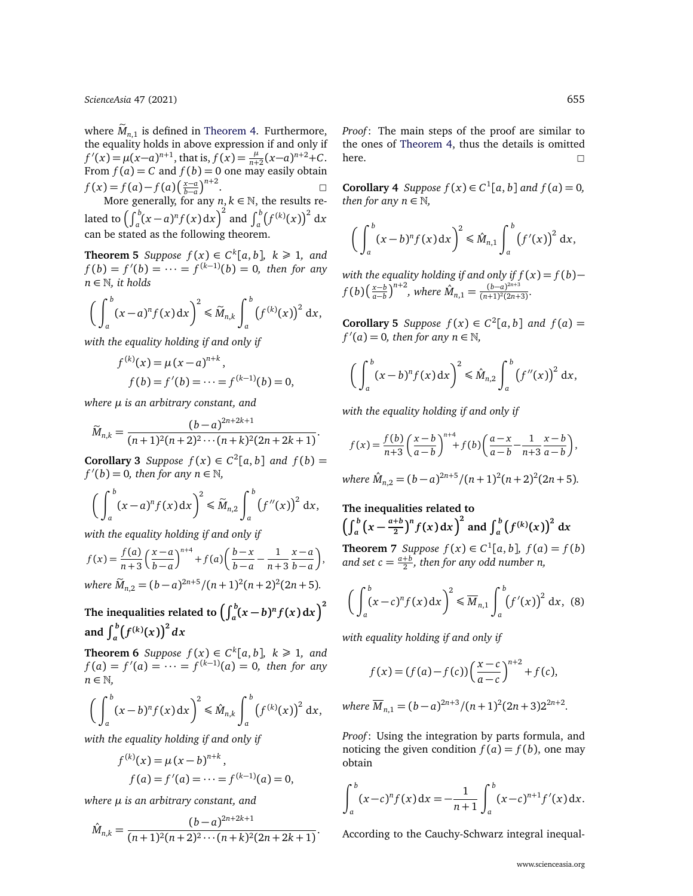where $\widetilde{M}_{n,1}$ is defined in Theorem 4. Furthermore, the equality holds in above expression if and only if $f'(x)=\mu(x-a)^{n+1}$, that is, $f(x)=\frac{\mu}{n+2}(x-a)^{n+2}+C$. From $f(a)=C$ and $f(b)=0$ one may easily obtain $f(x)=f(a)-f(a)\left(\frac{x-a}{b-a}\right)^{n+2}$. □

More generally, for any $n,k\in\mathbb{N}$, the results related to $\left(\int_a^b (x-a)^n f(x)\,\mathrm{d}x\right)^2$ and $\int_a^b \left(f^{(k)}(x)\right)^2\,\mathrm{d}x$ can be stated as the following theorem.

**Theorem 5** *Suppose $f(x)\in C^k[a,b]$, $k\geqslant 1$, and $f(b)=f'(b)=\cdots=f^{(k-1)}(b)=0$, then for any $n\in\mathbb{N}$, it holds*

$$\left(\int_a^b (x-a)^n f(x)\,\mathrm{d}x\right)^2 \leqslant \widetilde{M}_{n,k}\int_a^b \left(f^{(k)}(x)\right)^2\,\mathrm{d}x,$$

*with the equality holding if and only if*

$$f^{(k)}(x)=\mu\,(x-a)^{n+k},$$
$$f(b)=f'(b)=\cdots=f^{(k-1)}(b)=0,$$

*where $\mu$ is an arbitrary constant, and*

$$\widetilde{M}_{n,k}=\frac{(b-a)^{2n+2k+1}}{(n+1)^2(n+2)^2\cdots(n+k)^2(2n+2k+1)}.$$

**Corollary 3** *Suppose $f(x)\in C^2[a,b]$ and $f(b)=f'(b)=0$, then for any $n\in\mathbb{N}$,*

$$\left(\int_a^b (x-a)^n f(x)\,\mathrm{d}x\right)^2 \leqslant \widetilde{M}_{n,2}\int_a^b \left(f''(x)\right)^2\,\mathrm{d}x,$$

*with the equality holding if and only if*

$$f(x)=\frac{f(a)}{n+3}\left(\frac{x-a}{b-a}\right)^{n+4}+f(a)\left(\frac{b-x}{b-a}-\frac{1}{n+3}\,\frac{x-a}{b-a}\right),$$

*where $\widetilde{M}_{n,2}=(b-a)^{2n+5}/(n+1)^2(n+2)^2(2n+5)$.*

## The inequalities related to $\left(\int_a^b (x-b)^n f(x)\,\mathrm{d}x\right)^2$ and $\int_a^b \left(f^{(k)}(x)\right)^2 dx$

**Theorem 6** *Suppose $f(x)\in C^k[a,b]$, $k\geqslant 1$, and $f(a)=f'(a)=\cdots=f^{(k-1)}(a)=0$, then for any $n\in\mathbb{N}$,*

$$\left(\int_a^b (x-b)^n f(x)\,\mathrm{d}x\right)^2 \leqslant \hat{M}_{n,k}\int_a^b \left(f^{(k)}(x)\right)^2\,\mathrm{d}x,$$

*with the equality holding if and only if*

$$f^{(k)}(x)=\mu\,(x-b)^{n+k},$$
$$f(a)=f'(a)=\cdots=f^{(k-1)}(a)=0,$$

*where $\mu$ is an arbitrary constant, and*

$$\hat{M}_{n,k}=\frac{(b-a)^{2n+2k+1}}{(n+1)^2(n+2)^2\cdots(n+k)^2(2n+2k+1)}.$$

*Proof*: The main steps of the proof are similar to the ones of Theorem 4, thus the details is omitted here. □

**Corollary 4** *Suppose $f(x)\in C^1[a,b]$ and $f(a)=0$, then for any $n\in\mathbb{N}$,*

$$\left(\int_a^b (x-b)^n f(x)\,\mathrm{d}x\right)^2 \leqslant \hat{M}_{n,1}\int_a^b \left(f'(x)\right)^2\,\mathrm{d}x,$$

*with the equality holding if and only if $f(x)=f(b)-f(b)\left(\frac{x-b}{a-b}\right)^{n+2}$, where $\hat{M}_{n,1}=\frac{(b-a)^{2n+3}}{(n+1)^2(2n+3)}$.*

**Corollary 5** *Suppose $f(x)\in C^2[a,b]$ and $f(a)=f'(a)=0$, then for any $n\in\mathbb{N}$,*

$$\left(\int_a^b (x-b)^n f(x)\,\mathrm{d}x\right)^2 \leqslant \hat{M}_{n,2}\int_a^b \left(f''(x)\right)^2\,\mathrm{d}x,$$

*with the equality holding if and only if*

$$f(x)=\frac{f(b)}{n+3}\left(\frac{x-b}{a-b}\right)^{n+4}+f(b)\left(\frac{a-x}{a-b}-\frac{1}{n+3}\,\frac{x-b}{a-b}\right),$$

*where $\hat{M}_{n,2}=(b-a)^{2n+5}/(n+1)^2(n+2)^2(2n+5)$.*

## The inequalities related to $\left(\int_a^b \left(x-\frac{a+b}{2}\right)^n f(x)\,\mathrm{d}x\right)^2$ and $\int_a^b \left(f^{(k)}(x)\right)^2\,\mathrm{d}x$

**Theorem 7** *Suppose $f(x)\in C^1[a,b]$, $f(a)=f(b)$ and set $c=\frac{a+b}{2}$, then for any odd number $n$,*

$$\left(\int_a^b (x-c)^n f(x)\,\mathrm{d}x\right)^2 \leqslant \overline{M}_{n,1}\int_a^b \left(f'(x)\right)^2\,\mathrm{d}x, \quad (8)$$

*with equality holding if and only if*

$$f(x)=(f(a)-f(c))\left(\frac{x-c}{a-c}\right)^{n+2}+f(c),$$

*where $\overline{M}_{n,1}=(b-a)^{2n+3}/(n+1)^2(2n+3)2^{2n+2}$.*

*Proof*: Using the integration by parts formula, and noticing the given condition $f(a)=f(b)$, one may obtain

$$\int_a^b (x-c)^n f(x)\,\mathrm{d}x=-\frac{1}{n+1}\int_a^b (x-c)^{n+1}f'(x)\,\mathrm{d}x.$$

According to the Cauchy-Schwarz integral inequal-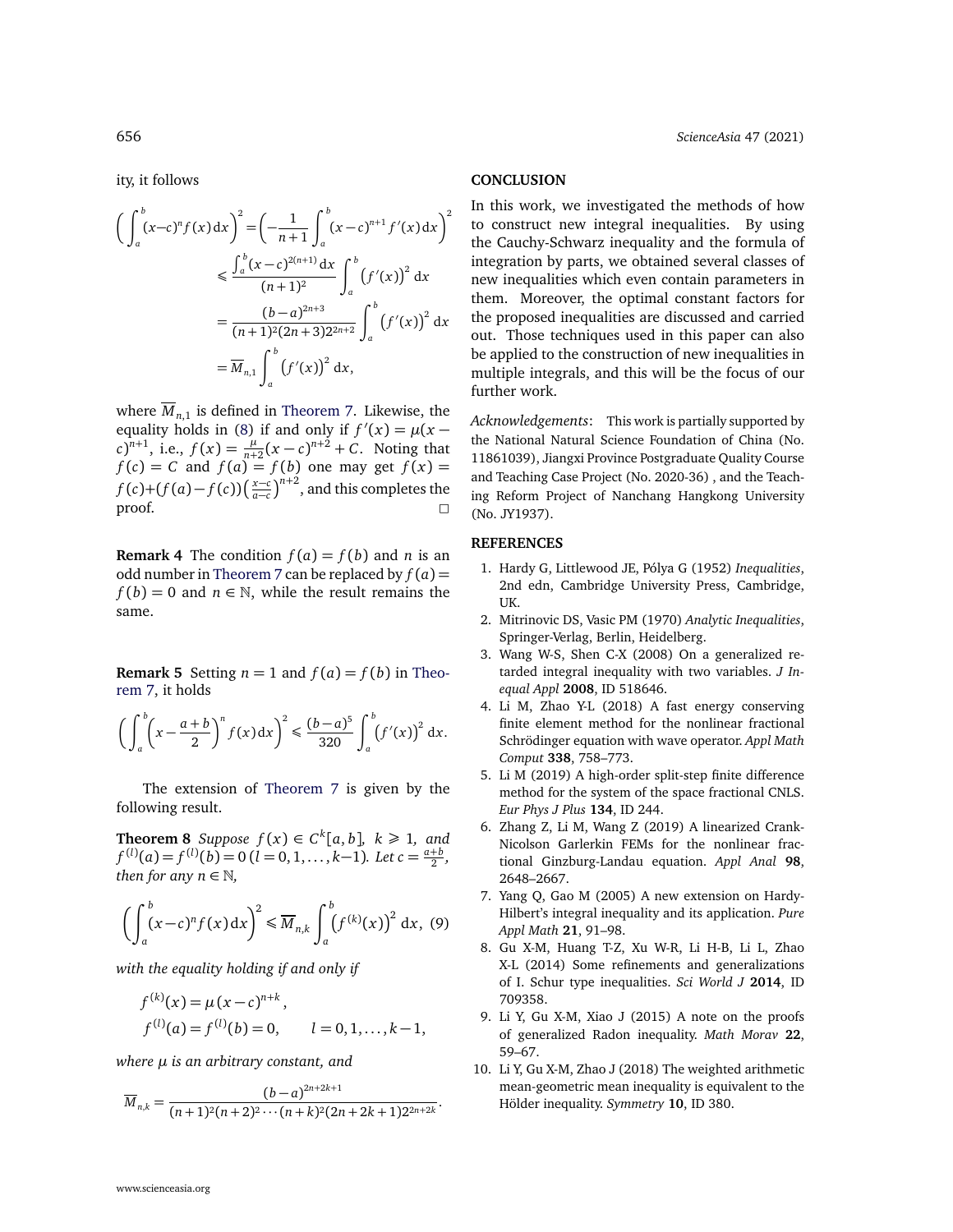ity, it follows

$$
\begin{aligned}
\left(\int_a^b (x-c)^n f(x)\,\mathrm{d}x\right)^2 &= \left(-\frac{1}{n+1}\int_a^b (x-c)^{n+1} f'(x)\,\mathrm{d}x\right)^2 \\
&\leqslant \frac{\int_a^b (x-c)^{2(n+1)}\,\mathrm{d}x}{(n+1)^2}\int_a^b \left(f'(x)\right)^2\,\mathrm{d}x \\
&= \frac{(b-a)^{2n+3}}{(n+1)^2(2n+3)2^{2n+2}}\int_a^b \left(f'(x)\right)^2\,\mathrm{d}x \\
&= \overline{M}_{n,1}\int_a^b \left(f'(x)\right)^2\,\mathrm{d}x,
\end{aligned}
$$

where $\overline{M}_{n,1}$ is defined in Theorem 7. Likewise, the equality holds in (8) if and only if $f'(x) = \mu(x-c)^{n+1}$, i.e., $f(x) = \frac{\mu}{n+2}(x-c)^{n+2} + C$. Noting that $f(c) = C$ and $f(a) = f(b)$ one may get $f(x) = f(c) + (f(a) - f(c))\left(\frac{x-c}{a-c}\right)^{n+2}$, and this completes the proof. □

**Remark 4** The condition $f(a) = f(b)$ and $n$ is an odd number in Theorem 7 can be replaced by $f(a) = f(b) = 0$ and $n \in \mathbb{N}$, while the result remains the same.

**Remark 5** Setting $n = 1$ and $f(a) = f(b)$ in Theorem 7, it holds

$$
\left(\int_a^b \left(x - \frac{a+b}{2}\right)^n f(x)\,\mathrm{d}x\right)^2 \leqslant \frac{(b-a)^5}{320}\int_a^b \left(f'(x)\right)^2\,\mathrm{d}x.
$$

The extension of Theorem 7 is given by the following result.

**Theorem 8** *Suppose $f(x) \in C^k[a,b]$, $k \geqslant 1$, and $f^{(l)}(a) = f^{(l)}(b) = 0$ $(l = 0, 1, \ldots, k-1)$. Let $c = \frac{a+b}{2}$, then for any $n \in \mathbb{N}$,*

$$
\left(\int_a^b (x-c)^n f(x)\,\mathrm{d}x\right)^2 \leqslant \overline{M}_{n,k}\int_a^b \left(f^{(k)}(x)\right)^2\,\mathrm{d}x, \quad (9)
$$

*with the equality holding if and only if*

$$
\begin{aligned}
&f^{(k)}(x) = \mu\,(x-c)^{n+k}, \\
&f^{(l)}(a) = f^{(l)}(b) = 0, \qquad l = 0, 1, \ldots, k-1,
\end{aligned}
$$

*where $\mu$ is an arbitrary constant, and*

$$
\overline{M}_{n,k} = \frac{(b-a)^{2n+2k+1}}{(n+1)^2(n+2)^2\cdots(n+k)^2(2n+2k+1)2^{2n+2k}}.
$$

## CONCLUSION

In this work, we investigated the methods of how to construct new integral inequalities. By using the Cauchy-Schwarz inequality and the formula of integration by parts, we obtained several classes of new inequalities which even contain parameters in them. Moreover, the optimal constant factors for the proposed inequalities are discussed and carried out. Those techniques used in this paper can also be applied to the construction of new inequalities in multiple integrals, and this will be the focus of our further work.

*Acknowledgements*: This work is partially supported by the National Natural Science Foundation of China (No. 11861039), Jiangxi Province Postgraduate Quality Course and Teaching Case Project (No. 2020-36), and the Teaching Reform Project of Nanchang Hangkong University (No. JY1937).

## REFERENCES

1. Hardy G, Littlewood JE, Pólya G (1952) *Inequalities*, 2nd edn, Cambridge University Press, Cambridge, UK.
2. Mitrinovic DS, Vasic PM (1970) *Analytic Inequalities*, Springer-Verlag, Berlin, Heidelberg.
3. Wang W-S, Shen C-X (2008) On a generalized retarded integral inequality with two variables. *J Inequal Appl* **2008**, ID 518646.
4. Li M, Zhao Y-L (2018) A fast energy conserving finite element method for the nonlinear fractional Schrödinger equation with wave operator. *Appl Math Comput* **338**, 758–773.
5. Li M (2019) A high-order split-step finite difference method for the system of the space fractional CNLS. *Eur Phys J Plus* **134**, ID 244.
6. Zhang Z, Li M, Wang Z (2019) A linearized Crank-Nicolson Garlerkin FEMs for the nonlinear fractional Ginzburg-Landau equation. *Appl Anal* **98**, 2648–2667.
7. Yang Q, Gao M (2005) A new extension on Hardy-Hilbert's integral inequality and its application. *Pure Appl Math* **21**, 91–98.
8. Gu X-M, Huang T-Z, Xu W-R, Li H-B, Li L, Zhao X-L (2014) Some refinements and generalizations of I. Schur type inequalities. *Sci World J* **2014**, ID 709358.
9. Li Y, Gu X-M, Xiao J (2015) A note on the proofs of generalized Radon inequality. *Math Morav* **22**, 59–67.
10. Li Y, Gu X-M, Zhao J (2018) The weighted arithmetic mean-geometric mean inequality is equivalent to the Hölder inequality. *Symmetry* **10**, ID 380.